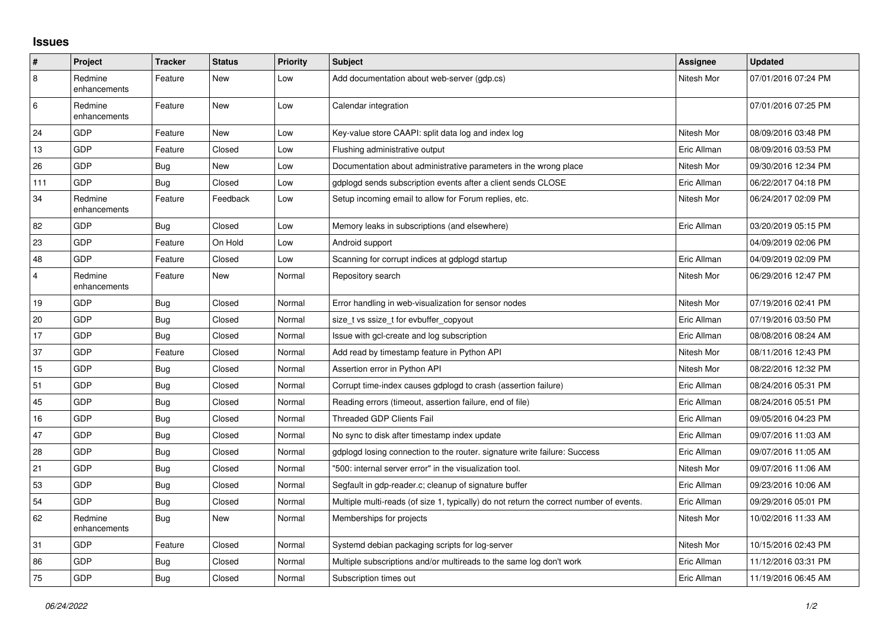## Issues

| # | Project | Tracker | Status | Priority | Subject | Assignee | Updated |
|---|---|---|---|---|---|---|---|
| 8 | Redmine enhancements | Feature | New | Low | Add documentation about web-server (gdp.cs) | Nitesh Mor | 07/01/2016 07:24 PM |
| 6 | Redmine enhancements | Feature | New | Low | Calendar integration | | 07/01/2016 07:25 PM |
| 24 | GDP | Feature | New | Low | Key-value store CAAPI: split data log and index log | Nitesh Mor | 08/09/2016 03:48 PM |
| 13 | GDP | Feature | Closed | Low | Flushing administrative output | Eric Allman | 08/09/2016 03:53 PM |
| 26 | GDP | Bug | New | Low | Documentation about administrative parameters in the wrong place | Nitesh Mor | 09/30/2016 12:34 PM |
| 111 | GDP | Bug | Closed | Low | gdplogd sends subscription events after a client sends CLOSE | Eric Allman | 06/22/2017 04:18 PM |
| 34 | Redmine enhancements | Feature | Feedback | Low | Setup incoming email to allow for Forum replies, etc. | Nitesh Mor | 06/24/2017 02:09 PM |
| 82 | GDP | Bug | Closed | Low | Memory leaks in subscriptions (and elsewhere) | Eric Allman | 03/20/2019 05:15 PM |
| 23 | GDP | Feature | On Hold | Low | Android support | | 04/09/2019 02:06 PM |
| 48 | GDP | Feature | Closed | Low | Scanning for corrupt indices at gdplogd startup | Eric Allman | 04/09/2019 02:09 PM |
| 4 | Redmine enhancements | Feature | New | Normal | Repository search | Nitesh Mor | 06/29/2016 12:47 PM |
| 19 | GDP | Bug | Closed | Normal | Error handling in web-visualization for sensor nodes | Nitesh Mor | 07/19/2016 02:41 PM |
| 20 | GDP | Bug | Closed | Normal | size_t vs ssize_t for evbuffer_copyout | Eric Allman | 07/19/2016 03:50 PM |
| 17 | GDP | Bug | Closed | Normal | Issue with gcl-create and log subscription | Eric Allman | 08/08/2016 08:24 AM |
| 37 | GDP | Feature | Closed | Normal | Add read by timestamp feature in Python API | Nitesh Mor | 08/11/2016 12:43 PM |
| 15 | GDP | Bug | Closed | Normal | Assertion error in Python API | Nitesh Mor | 08/22/2016 12:32 PM |
| 51 | GDP | Bug | Closed | Normal | Corrupt time-index causes gdplogd to crash (assertion failure) | Eric Allman | 08/24/2016 05:31 PM |
| 45 | GDP | Bug | Closed | Normal | Reading errors (timeout, assertion failure, end of file) | Eric Allman | 08/24/2016 05:51 PM |
| 16 | GDP | Bug | Closed | Normal | Threaded GDP Clients Fail | Eric Allman | 09/05/2016 04:23 PM |
| 47 | GDP | Bug | Closed | Normal | No sync to disk after timestamp index update | Eric Allman | 09/07/2016 11:03 AM |
| 28 | GDP | Bug | Closed | Normal | gdplogd losing connection to the router. signature write failure: Success | Eric Allman | 09/07/2016 11:05 AM |
| 21 | GDP | Bug | Closed | Normal | "500: internal server error" in the visualization tool. | Nitesh Mor | 09/07/2016 11:06 AM |
| 53 | GDP | Bug | Closed | Normal | Segfault in gdp-reader.c; cleanup of signature buffer | Eric Allman | 09/23/2016 10:06 AM |
| 54 | GDP | Bug | Closed | Normal | Multiple multi-reads (of size 1, typically) do not return the correct number of events. | Eric Allman | 09/29/2016 05:01 PM |
| 62 | Redmine enhancements | Bug | New | Normal | Memberships for projects | Nitesh Mor | 10/02/2016 11:33 AM |
| 31 | GDP | Feature | Closed | Normal | Systemd debian packaging scripts for log-server | Nitesh Mor | 10/15/2016 02:43 PM |
| 86 | GDP | Bug | Closed | Normal | Multiple subscriptions and/or multireads to the same log don't work | Eric Allman | 11/12/2016 03:31 PM |
| 75 | GDP | Bug | Closed | Normal | Subscription times out | Eric Allman | 11/19/2016 06:45 AM |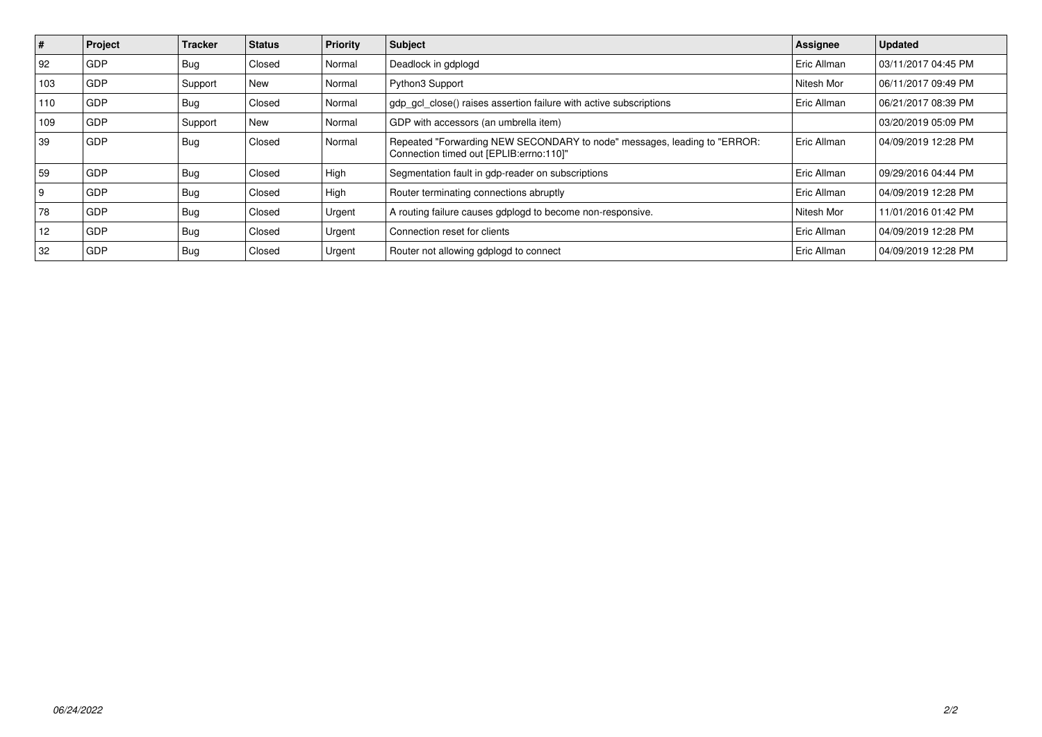| # | Project | Tracker | Status | Priority | Subject | Assignee | Updated |
|---|---|---|---|---|---|---|---|
| 92 | GDP | Bug | Closed | Normal | Deadlock in gdplogd | Eric Allman | 03/11/2017 04:45 PM |
| 103 | GDP | Support | New | Normal | Python3 Support | Nitesh Mor | 06/11/2017 09:49 PM |
| 110 | GDP | Bug | Closed | Normal | gdp_gcl_close() raises assertion failure with active subscriptions | Eric Allman | 06/21/2017 08:39 PM |
| 109 | GDP | Support | New | Normal | GDP with accessors (an umbrella item) | | 03/20/2019 05:09 PM |
| 39 | GDP | Bug | Closed | Normal | Repeated "Forwarding NEW SECONDARY to node" messages, leading to "ERROR: Connection timed out [EPLIB:errno:110]" | Eric Allman | 04/09/2019 12:28 PM |
| 59 | GDP | Bug | Closed | High | Segmentation fault in gdp-reader on subscriptions | Eric Allman | 09/29/2016 04:44 PM |
| 9 | GDP | Bug | Closed | High | Router terminating connections abruptly | Eric Allman | 04/09/2019 12:28 PM |
| 78 | GDP | Bug | Closed | Urgent | A routing failure causes gdplogd to become non-responsive. | Nitesh Mor | 11/01/2016 01:42 PM |
| 12 | GDP | Bug | Closed | Urgent | Connection reset for clients | Eric Allman | 04/09/2019 12:28 PM |
| 32 | GDP | Bug | Closed | Urgent | Router not allowing gdplogd to connect | Eric Allman | 04/09/2019 12:28 PM |